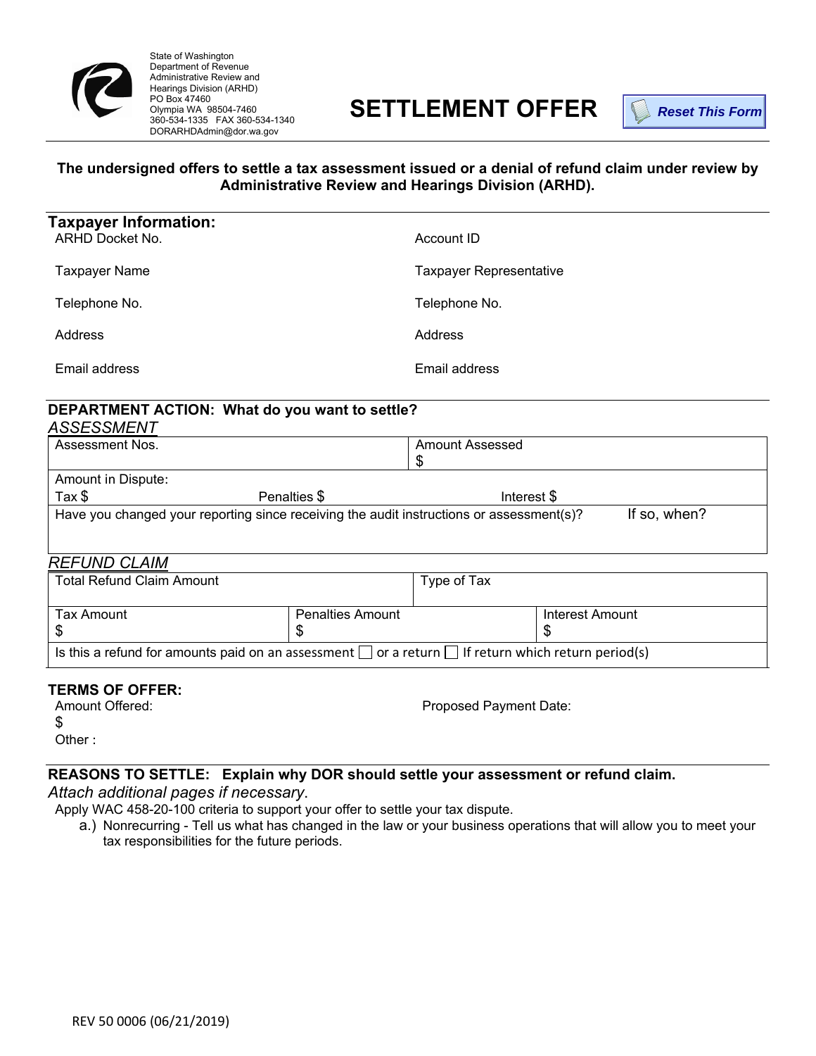State of Washington
Department of Revenue
Administrative Review and
Hearings Division (ARHD)
PO Box 47460
Olympia WA 98504-7460
360-534-1335 FAX 360-534-1340
DORARHDAdmin@dor.wa.gov

# SETTLEMENT OFFER

Reset This Form

**The undersigned offers to settle a tax assessment issued or a denial of refund claim under review by Administrative Review and Hearings Division (ARHD).**

## Taxpayer Information:

| | |
|---|---|
| ARHD Docket No. | Account ID |
| Taxpayer Name | Taxpayer Representative |
| Telephone No. | Telephone No. |
| Address | Address |
| Email address | Email address |

## DEPARTMENT ACTION: What do you want to settle?

*ASSESSMENT*

| Assessment Nos. | Amount Assessed<br>$ | |
|---|---|---|
| Amount in Dispute:<br>Tax $ | Penalties $ | Interest $ |
| Have you changed your reporting since receiving the audit instructions or assessment(s)? | | If so, when? |

*REFUND CLAIM*

| Total Refund Claim Amount | | Type of Tax |
|---|---|---|
| Tax Amount<br>$ | Penalties Amount<br>$ | Interest Amount<br>$ |
| Is this a refund for amounts paid on an assessment ☐ or a return ☐ If return which return period(s) | | |

## TERMS OF OFFER:

Amount Offered:
$

Proposed Payment Date:

Other :

## REASONS TO SETTLE: Explain why DOR should settle your assessment or refund claim.

*Attach additional pages if necessary.*

Apply WAC 458-20-100 criteria to support your offer to settle your tax dispute.

a.) Nonrecurring - Tell us what has changed in the law or your business operations that will allow you to meet your tax responsibilities for the future periods.

REV 50 0006 (06/21/2019)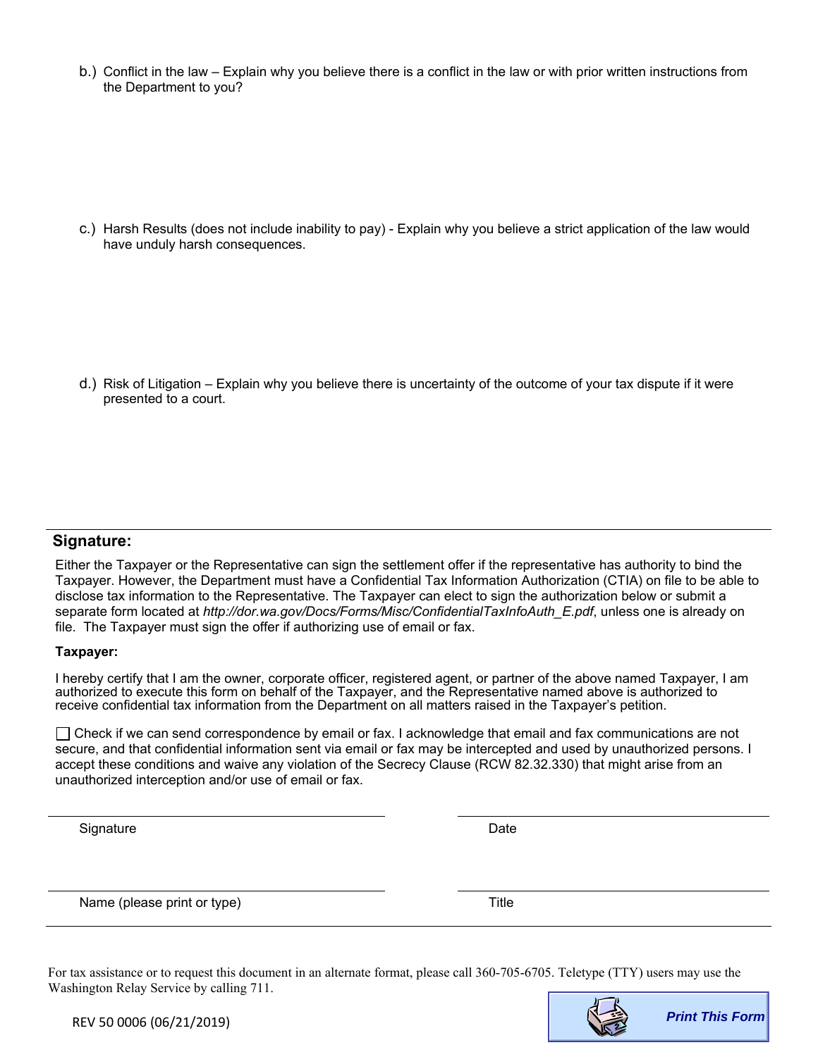b.) Conflict in the law – Explain why you believe there is a conflict in the law or with prior written instructions from the Department to you?

c.) Harsh Results (does not include inability to pay) - Explain why you believe a strict application of the law would have unduly harsh consequences.

d.) Risk of Litigation – Explain why you believe there is uncertainty of the outcome of your tax dispute if it were presented to a court.

## Signature:

Either the Taxpayer or the Representative can sign the settlement offer if the representative has authority to bind the Taxpayer. However, the Department must have a Confidential Tax Information Authorization (CTIA) on file to be able to disclose tax information to the Representative. The Taxpayer can elect to sign the authorization below or submit a separate form located at *http://dor.wa.gov/Docs/Forms/Misc/ConfidentialTaxInfoAuth_E.pdf*, unless one is already on file. The Taxpayer must sign the offer if authorizing use of email or fax.

**Taxpayer:**

I hereby certify that I am the owner, corporate officer, registered agent, or partner of the above named Taxpayer, I am authorized to execute this form on behalf of the Taxpayer, and the Representative named above is authorized to receive confidential tax information from the Department on all matters raised in the Taxpayer's petition.

☐ Check if we can send correspondence by email or fax. I acknowledge that email and fax communications are not secure, and that confidential information sent via email or fax may be intercepted and used by unauthorized persons. I accept these conditions and waive any violation of the Secrecy Clause (RCW 82.32.330) that might arise from an unauthorized interception and/or use of email or fax.

Signature ______________________ Date ______________________

Name (please print or type) ______________________ Title ______________________

For tax assistance or to request this document in an alternate format, please call 360-705-6705. Teletype (TTY) users may use the Washington Relay Service by calling 711.

REV 50 0006 (06/21/2019)

Print This Form